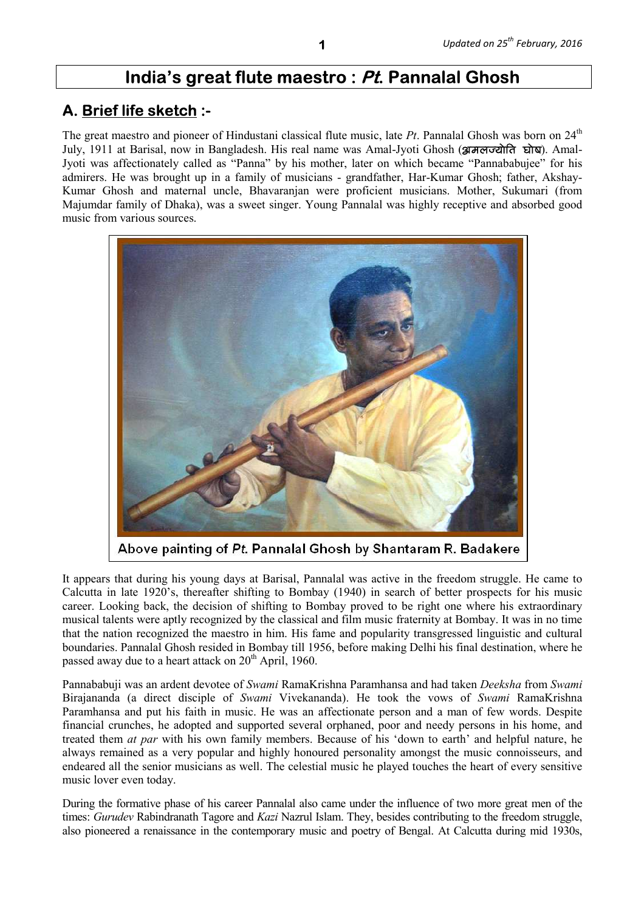# India's great flute maestro : *Pt.* Pannalal Ghosh

## A. Brief life sketch :-

The great maestro and pioneer of Hindustani classical flute music, late *Pt*. Pannalal Ghosh was born on 24th July, 1911 at Barisal, now in Bangladesh. His real name was Amal-Jyoti Ghosh (अमलज्योति घोष). Amal-Jyoti was affectionately called as "Panna" by his mother, later on which became "Pannababujee" for his admirers. He was brought up in a family of musicians - grandfather, Har-Kumar Ghosh; father, Akshay-Kumar Ghosh and maternal uncle, Bhavaranjan were proficient musicians. Mother, Sukumari (from Majumdar family of Dhaka), was a sweet singer. Young Pannalal was highly receptive and absorbed good music from various sources.

Above painting of *Pt.* Pannalal Ghosh by Shantaram R. Badakere

It appears that during his young days at Barisal, Pannalal was active in the freedom struggle. He came to Calcutta in late 1920's, thereafter shifting to Bombay (1940) in search of better prospects for his music career. Looking back, the decision of shifting to Bombay proved to be right one where his extraordinary musical talents were aptly recognized by the classical and film music fraternity at Bombay. It was in no time that the nation recognized the maestro in him. His fame and popularity transgressed linguistic and cultural boundaries. Pannalal Ghosh resided in Bombay till 1956, before making Delhi his final destination, where he passed away due to a heart attack on 20th April, 1960.

Pannababuji was an ardent devotee of *Swami* RamaKrishna Paramhansa and had taken *Deeksha* from *Swami* Birajananda (a direct disciple of *Swami* Vivekananda). He took the vows of *Swami* RamaKrishna Paramhansa and put his faith in music. He was an affectionate person and a man of few words. Despite financial crunches, he adopted and supported several orphaned, poor and needy persons in his home, and treated them *at par* with his own family members. Because of his 'down to earth' and helpful nature, he always remained as a very popular and highly honoured personality amongst the music connoisseurs, and endeared all the senior musicians as well. The celestial music he played touches the heart of every sensitive music lover even today.

During the formative phase of his career Pannalal also came under the influence of two more great men of the times: *Gurudev* Rabindranath Tagore and *Kazi* Nazrul Islam. They, besides contributing to the freedom struggle, also pioneered a renaissance in the contemporary music and poetry of Bengal. At Calcutta during mid 1930s,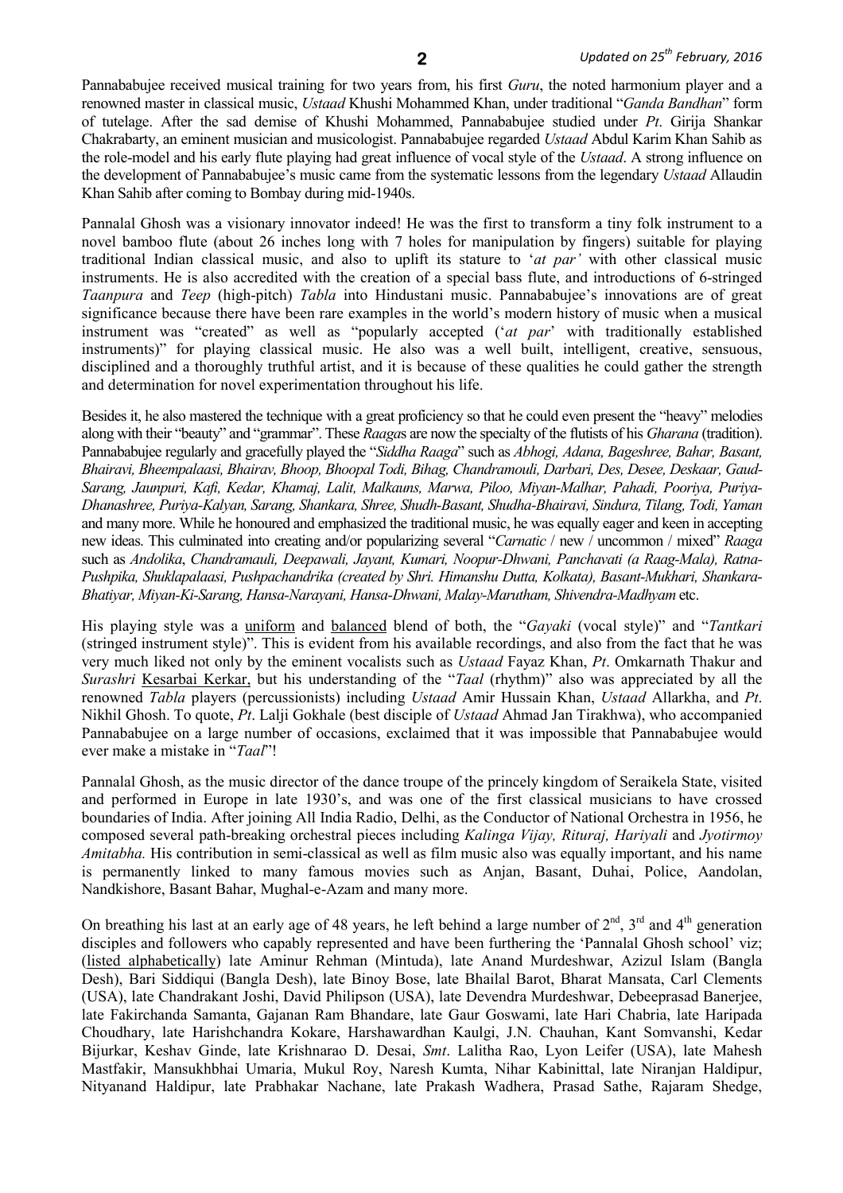Pannababujee received musical training for two years from, his first *Guru*, the noted harmonium player and a renowned master in classical music, *Ustaad* Khushi Mohammed Khan, under traditional "*Ganda Bandhan*" form of tutelage. After the sad demise of Khushi Mohammed, Pannababujee studied under *Pt*. Girija Shankar Chakrabarty, an eminent musician and musicologist. Pannababujee regarded *Ustaad* Abdul Karim Khan Sahib as the role-model and his early flute playing had great influence of vocal style of the *Ustaad*. A strong influence on the development of Pannababujee's music came from the systematic lessons from the legendary *Ustaad* Allaudin Khan Sahib after coming to Bombay during mid-1940s.

Pannalal Ghosh was a visionary innovator indeed! He was the first to transform a tiny folk instrument to a novel bamboo flute (about 26 inches long with 7 holes for manipulation by fingers) suitable for playing traditional Indian classical music, and also to uplift its stature to '*at par'* with other classical music instruments. He is also accredited with the creation of a special bass flute, and introductions of 6-stringed *Taanpura* and *Teep* (high-pitch) *Tabla* into Hindustani music. Pannababujee's innovations are of great significance because there have been rare examples in the world's modern history of music when a musical instrument was "created" as well as "popularly accepted ('*at par*' with traditionally established instruments)" for playing classical music. He also was a well built, intelligent, creative, sensuous, disciplined and a thoroughly truthful artist, and it is because of these qualities he could gather the strength and determination for novel experimentation throughout his life.

Besides it, he also mastered the technique with a great proficiency so that he could even present the "heavy" melodies along with their "beauty" and "grammar". These *Raaga*s are now the specialty of the flutists of his *Gharana* (tradition). Pannababujee regularly and gracefully played the "*Siddha Raaga*" such as *Abhogi, Adana, Bageshree, Bahar, Basant, Bhairavi, Bheempalaasi, Bhairav, Bhoop, Bhoopal Todi, Bihag, Chandramouli, Darbari, Des, Desee, Deskaar, Gaud-Sarang, Jaunpuri, Kafi, Kedar, Khamaj, Lalit, Malkauns, Marwa, Piloo, Miyan-Malhar, Pahadi, Pooriya, Puriya-Dhanashree, Puriya-Kalyan, Sarang, Shankara, Shree, Shudh-Basant, Shudha-Bhairavi, Sindura, Tilang, Todi, Yaman* and many more. While he honoured and emphasized the traditional music, he was equally eager and keen in accepting new ideas. This culminated into creating and/or popularizing several "*Carnatic* / new / uncommon / mixed" *Raaga* such as *Andolika*, *Chandramauli, Deepawali, Jayant, Kumari, Noopur-Dhwani, Panchavati (a Raag-Mala), Ratna-Pushpika, Shuklapalaasi, Pushpachandrika (created by Shri. Himanshu Dutta, Kolkata), Basant-Mukhari, Shankara-Bhatiyar, Miyan-Ki-Sarang, Hansa-Narayani, Hansa-Dhwani, Malay-Marutham, Shivendra-Madhyam* etc.

His playing style was a uniform and balanced blend of both, the "*Gayaki* (vocal style)" and "*Tantkari* (stringed instrument style)". This is evident from his available recordings, and also from the fact that he was very much liked not only by the eminent vocalists such as *Ustaad* Fayaz Khan, *Pt*. Omkarnath Thakur and *Surashri* Kesarbai Kerkar, but his understanding of the "*Taal* (rhythm)" also was appreciated by all the renowned *Tabla* players (percussionists) including *Ustaad* Amir Hussain Khan, *Ustaad* Allarkha, and *Pt*. Nikhil Ghosh. To quote, *Pt*. Lalji Gokhale (best disciple of *Ustaad* Ahmad Jan Tirakhwa), who accompanied Pannababujee on a large number of occasions, exclaimed that it was impossible that Pannababujee would ever make a mistake in "*Taal*"!

Pannalal Ghosh, as the music director of the dance troupe of the princely kingdom of Seraikela State, visited and performed in Europe in late 1930's, and was one of the first classical musicians to have crossed boundaries of India. After joining All India Radio, Delhi, as the Conductor of National Orchestra in 1956, he composed several path-breaking orchestral pieces including *Kalinga Vijay, Rituraj, Hariyali* and *Jyotirmoy Amitabha.* His contribution in semi-classical as well as film music also was equally important, and his name is permanently linked to many famous movies such as Anjan, Basant, Duhai, Police, Aandolan, Nandkishore, Basant Bahar, Mughal-e-Azam and many more.

On breathing his last at an early age of 48 years, he left behind a large number of 2nd, 3rd and 4th generation disciples and followers who capably represented and have been furthering the 'Pannalal Ghosh school' viz; (listed alphabetically) late Aminur Rehman (Mintuda), late Anand Murdeshwar, Azizul Islam (Bangla Desh), Bari Siddiqui (Bangla Desh), late Binoy Bose, late Bhailal Barot, Bharat Mansata, Carl Clements (USA), late Chandrakant Joshi, David Philipson (USA), late Devendra Murdeshwar, Debeeprasad Banerjee, late Fakirchanda Samanta, Gajanan Ram Bhandare, late Gaur Goswami, late Hari Chabria, late Haripada Choudhary, late Harishchandra Kokare, Harshawardhan Kaulgi, J.N. Chauhan, Kant Somvanshi, Kedar Bijurkar, Keshav Ginde, late Krishnarao D. Desai, *Smt*. Lalitha Rao, Lyon Leifer (USA), late Mahesh Mastfakir, Mansukhbhai Umaria, Mukul Roy, Naresh Kumta, Nihar Kabinittal, late Niranjan Haldipur, Nityanand Haldipur, late Prabhakar Nachane, late Prakash Wadhera, Prasad Sathe, Rajaram Shedge,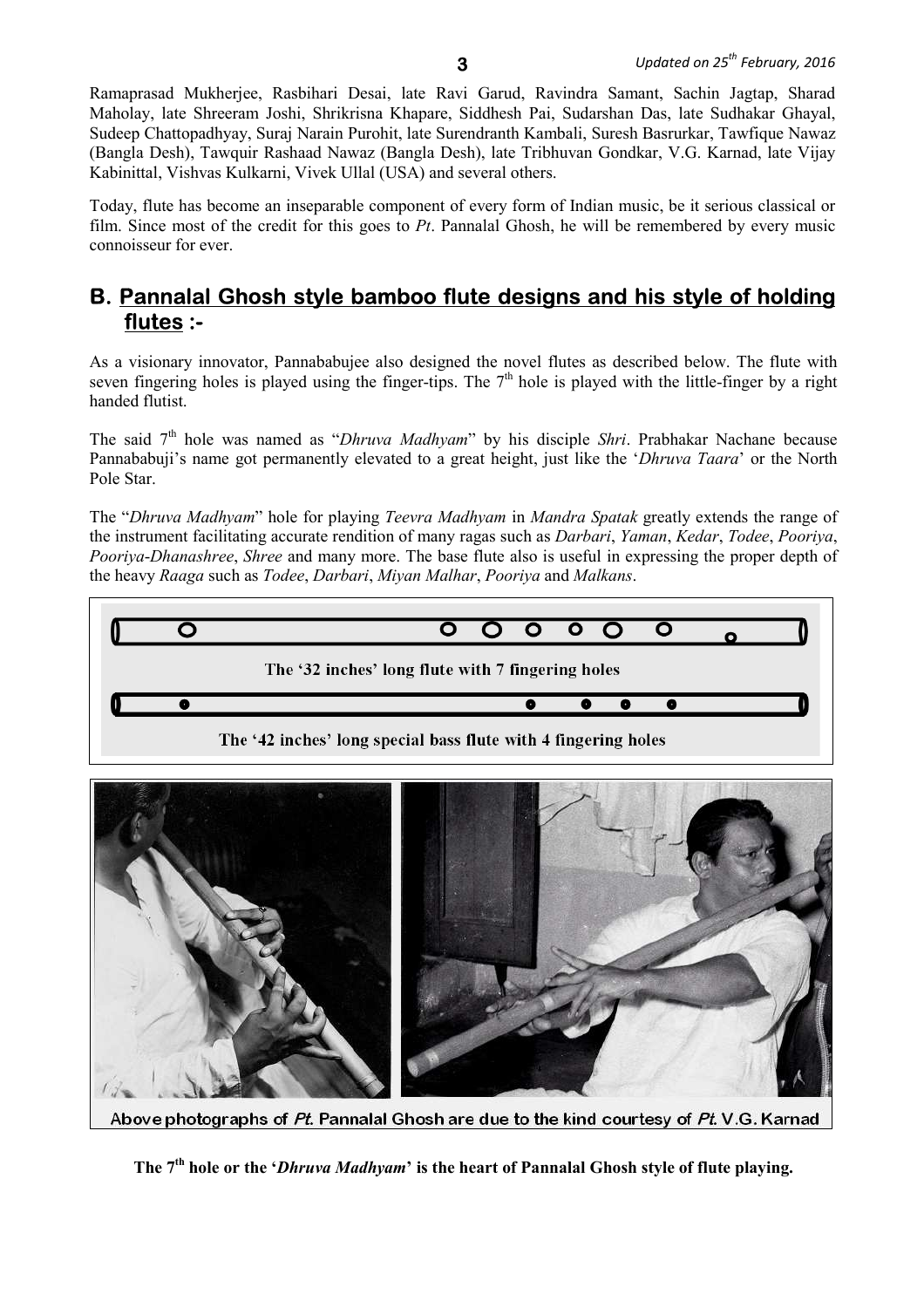Ramaprasad Mukherjee, Rasbihari Desai, late Ravi Garud, Ravindra Samant, Sachin Jagtap, Sharad Maholay, late Shreeram Joshi, Shrikrisna Khapare, Siddhesh Pai, Sudarshan Das, late Sudhakar Ghayal, Sudeep Chattopadhyay, Suraj Narain Purohit, late Surendranth Kambali, Suresh Basrurkar, Tawfique Nawaz (Bangla Desh), Tawquir Rashaad Nawaz (Bangla Desh), late Tribhuvan Gondkar, V.G. Karnad, late Vijay Kabinittal, Vishvas Kulkarni, Vivek Ullal (USA) and several others.

Today, flute has become an inseparable component of every form of Indian music, be it serious classical or film. Since most of the credit for this goes to *Pt*. Pannalal Ghosh, he will be remembered by every music connoisseur for ever.

## B. Pannalal Ghosh style bamboo flute designs and his style of holding flutes :-

As a visionary innovator, Pannababujee also designed the novel flutes as described below. The flute with seven fingering holes is played using the finger-tips. The 7th hole is played with the little-finger by a right handed flutist.

The said 7th hole was named as "*Dhruva Madhyam*" by his disciple *Shri*. Prabhakar Nachane because Pannababuji's name got permanently elevated to a great height, just like the '*Dhruva Taara*' or the North Pole Star.

The "*Dhruva Madhyam*" hole for playing *Teevra Madhyam* in *Mandra Spatak* greatly extends the range of the instrument facilitating accurate rendition of many ragas such as *Darbari*, *Yaman*, *Kedar*, *Todee*, *Pooriya*, *Pooriya-Dhanashree*, *Shree* and many more. The base flute also is useful in expressing the proper depth of the heavy *Raaga* such as *Todee*, *Darbari*, *Miyan Malhar*, *Pooriya* and *Malkans*.

The '32 inches' long flute with 7 fingering holes

The '42 inches' long special bass flute with 4 fingering holes

Above photographs of *Pt.* Pannalal Ghosh are due to the kind courtesy of *Pt.* V.G. Karnad

**The 7th hole or the '*Dhruva Madhyam*' is the heart of Pannalal Ghosh style of flute playing.**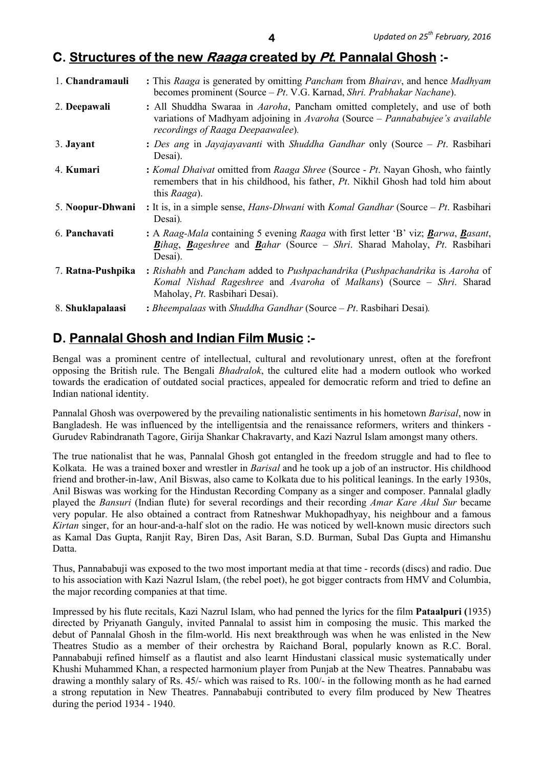## C. Structures of the new *Raaga* created by *Pt.* Pannalal Ghosh :-

1. **Chandramauli** : This *Raaga* is generated by omitting *Pancham* from *Bhairav*, and hence *Madhyam* becomes prominent (Source – *Pt*. V.G. Karnad, *Shri. Prabhakar Nachane*).
2. **Deepawali** : All Shuddha Swaraa in *Aaroha*, Pancham omitted completely, and use of both variations of Madhyam adjoining in *Avaroha* (Source – *Pannababujee's available recordings of Raaga Deepaawalee*).
3. **Jayant** : *Des ang* in *Jayajayavanti* with *Shuddha Gandhar* only (Source – *Pt*. Rasbihari Desai).
4. **Kumari** : *Komal Dhaivat* omitted from *Raaga Shree* (Source - *Pt*. Nayan Ghosh, who faintly remembers that in his childhood, his father, *Pt*. Nikhil Ghosh had told him about this *Raaga*).
5. **Noopur-Dhwani** : It is, in a simple sense, *Hans-Dhwani* with *Komal Gandhar* (Source – *Pt*. Rasbihari Desai).
6. **Panchavati** : A *Raag-Mala* containing 5 evening *Raaga* with first letter 'B' viz; ***B****arwa*, ***B****asant*, ***B****ihag*, ***B****ageshree* and ***B****ahar* (Source – *Shri*. Sharad Maholay, *Pt*. Rasbihari Desai).
7. **Ratna-Pushpika** : *Rishabh* and *Pancham* added to *Pushpachandrika* (*Pushpachandrika* is *Aaroha* of *Komal Nishad Rageshree* and *Avaroha* of *Malkans*) (Source – *Shri*. Sharad Maholay, *Pt*. Rasbihari Desai).
8. **Shuklapalaasi** : *Bheempalaas* with *Shuddha Gandhar* (Source – *Pt*. Rasbihari Desai).

## D. Pannalal Ghosh and Indian Film Music :-

Bengal was a prominent centre of intellectual, cultural and revolutionary unrest, often at the forefront opposing the British rule. The Bengali *Bhadralok*, the cultured elite had a modern outlook who worked towards the eradication of outdated social practices, appealed for democratic reform and tried to define an Indian national identity.

Pannalal Ghosh was overpowered by the prevailing nationalistic sentiments in his hometown *Barisal*, now in Bangladesh. He was influenced by the intelligentsia and the renaissance reformers, writers and thinkers - Gurudev Rabindranath Tagore, Girija Shankar Chakravarty, and Kazi Nazrul Islam amongst many others.

The true nationalist that he was, Pannalal Ghosh got entangled in the freedom struggle and had to flee to Kolkata. He was a trained boxer and wrestler in *Barisal* and he took up a job of an instructor. His childhood friend and brother-in-law, Anil Biswas, also came to Kolkata due to his political leanings. In the early 1930s, Anil Biswas was working for the Hindustan Recording Company as a singer and composer. Pannalal gladly played the *Bansuri* (Indian flute) for several recordings and their recording *Amar Kare Akul Sur* became very popular. He also obtained a contract from Ratneshwar Mukhopadhyay, his neighbour and a famous *Kirtan* singer, for an hour-and-a-half slot on the radio. He was noticed by well-known music directors such as Kamal Das Gupta, Ranjit Ray, Biren Das, Asit Baran, S.D. Burman, Subal Das Gupta and Himanshu Datta.

Thus, Pannababuji was exposed to the two most important media at that time - records (discs) and radio. Due to his association with Kazi Nazrul Islam, (the rebel poet), he got bigger contracts from HMV and Columbia, the major recording companies at that time.

Impressed by his flute recitals, Kazi Nazrul Islam, who had penned the lyrics for the film **Pataalpuri (**1935) directed by Priyanath Ganguly, invited Pannalal to assist him in composing the music. This marked the debut of Pannalal Ghosh in the film-world. His next breakthrough was when he was enlisted in the New Theatres Studio as a member of their orchestra by Raichand Boral, popularly known as R.C. Boral. Pannababuji refined himself as a flautist and also learnt Hindustani classical music systematically under Khushi Muhammed Khan, a respected harmonium player from Punjab at the New Theatres. Pannababu was drawing a monthly salary of Rs. 45/- which was raised to Rs. 100/- in the following month as he had earned a strong reputation in New Theatres. Pannababuji contributed to every film produced by New Theatres during the period 1934 - 1940.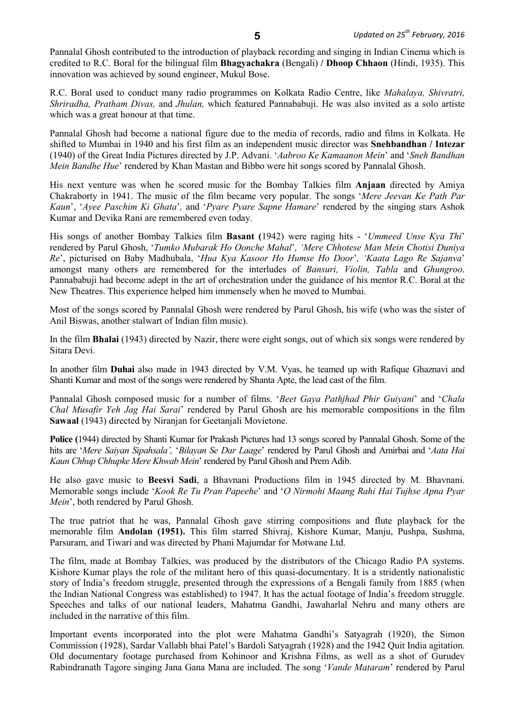Pannalal Ghosh contributed to the introduction of playback recording and singing in Indian Cinema which is credited to R.C. Boral for the bilingual film **Bhagyachakra** (Bengali) **/ Dhoop Chhaon** (Hindi, 1935). This innovation was achieved by sound engineer, Mukul Bose.

R.C. Boral used to conduct many radio programmes on Kolkata Radio Centre, like *Mahalaya, Shivratri, Shriradha, Pratham Divas,* and *Jhulan,* which featured Pannababuji. He was also invited as a solo artiste which was a great honour at that time.

Pannalal Ghosh had become a national figure due to the media of records, radio and films in Kolkata. He shifted to Mumbai in 1940 and his first film as an independent music director was **Snehbandhan / Intezar** (1940) of the Great India Pictures directed by J.P. Advani. '*Aabroo Ke Kamaanon Mein*' and '*Sneh Bandhan Mein Bandhe Hue*' rendered by Khan Mastan and Bibbo were hit songs scored by Pannalal Ghosh.

His next venture was when he scored music for the Bombay Talkies film **Anjaan** directed by Amiya Chakraborty in 1941. The music of the film became very popular. The songs '*Mere Jeevan Ke Path Par Kaun*', '*Ayee Paschim Ki Ghata*', and '*Pyare Pyare Sapne Hamare*' rendered by the singing stars Ashok Kumar and Devika Rani are remembered even today.

His songs of another Bombay Talkies film **Basant (**1942) were raging hits - '*Ummeed Unse Kya Thi*' rendered by Parul Ghosh, '*Tumko Mubarak Ho Oonche Mahal*', '*Mere Chhotese Man Mein Chotisi Duniya Re*', picturised on Baby Madhubala, '*Hua Kya Kasoor Ho Humse Ho Door*', '*Kaata Lago Re Sajanva*' amongst many others are remembered for the interludes of *Bansuri, Violin, Tabla* and *Ghungroo*. Pannababuji had become adept in the art of orchestration under the guidance of his mentor R.C. Boral at the New Theatres. This experience helped him immensely when he moved to Mumbai.

Most of the songs scored by Pannalal Ghosh were rendered by Parul Ghosh, his wife (who was the sister of Anil Biswas, another stalwart of Indian film music).

In the film **Bhalai** (1943) directed by Nazir, there were eight songs, out of which six songs were rendered by Sitara Devi.

In another film **Duhai** also made in 1943 directed by V.M. Vyas, he teamed up with Rafique Ghaznavi and Shanti Kumar and most of the songs were rendered by Shanta Apte, the lead cast of the film.

Pannalal Ghosh composed music for a number of films. '*Beet Gaya Pathjhad Phir Guiyani*' and '*Chala Chal Musafir Yeh Jag Hai Sarai*' rendered by Parul Ghosh are his memorable compositions in the film **Sawaal** (1943) directed by Niranjan for Geetanjali Movietone.

**Police (**1944) directed by Shanti Kumar for Prakash Pictures had 13 songs scored by Pannalal Ghosh. Some of the hits are '*Mere Saiyan Sipahsala*', '*Bilayan Se Dar Laage*' rendered by Parul Ghosh and Amirbai and '*Aata Hai Kaun Chhup Chhupke Mere Khwab Mein*' rendered by Parul Ghosh and Prem Adib.

He also gave music to **Beesvi Sadi**, a Bhavnani Productions film in 1945 directed by M. Bhavnani. Memorable songs include '*Kook Re Tu Pran Papeehe*' and '*O Nirmohi Maang Rahi Hai Tujhse Apna Pyar Mein*', both rendered by Parul Ghosh.

The true patriot that he was, Pannalal Ghosh gave stirring compositions and flute playback for the memorable film **Andolan (1951).** This film starred Shivraj, Kishore Kumar, Manju, Pushpa, Sushma, Parsuram, and Tiwari and was directed by Phani Majumdar for Motwane Ltd.

The film, made at Bombay Talkies, was produced by the distributors of the Chicago Radio PA systems. Kishore Kumar plays the role of the militant hero of this quasi-documentary. It is a stridently nationalistic story of India's freedom struggle, presented through the expressions of a Bengali family from 1885 (when the Indian National Congress was established) to 1947. It has the actual footage of India's freedom struggle. Speeches and talks of our national leaders, Mahatma Gandhi, Jawaharlal Nehru and many others are included in the narrative of this film.

Important events incorporated into the plot were Mahatma Gandhi's Satyagrah (1920), the Simon Commission (1928), Sardar Vallabh bhai Patel's Bardoli Satyagrah (1928) and the 1942 Quit India agitation. Old documentary footage purchased from Kohinoor and Krishna Films, as well as a shot of Gurudev Rabindranath Tagore singing Jana Gana Mana are included. The song '*Vande Mataram*' rendered by Parul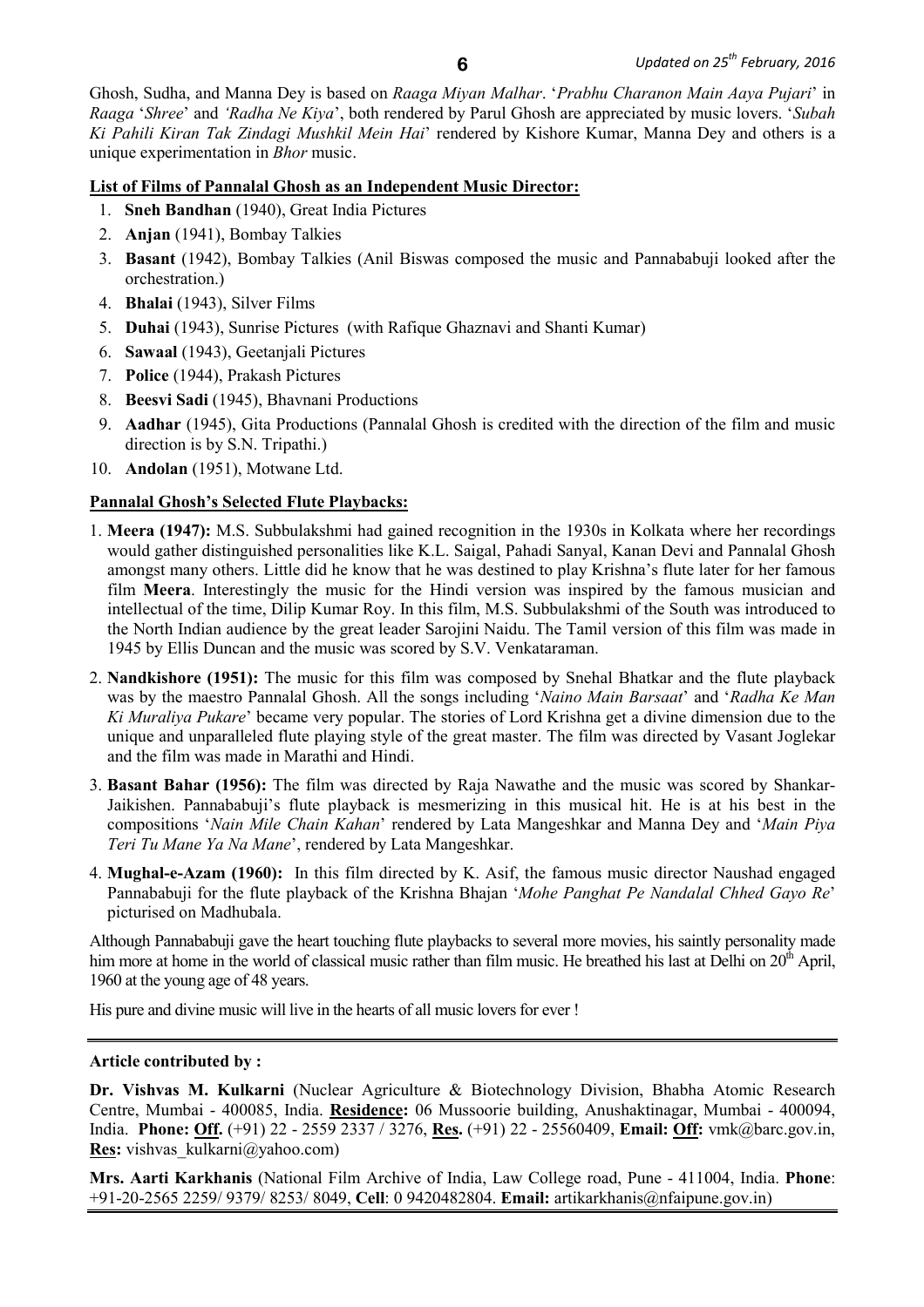Ghosh, Sudha, and Manna Dey is based on *Raaga Miyan Malhar*. '*Prabhu Charanon Main Aaya Pujari*' in *Raaga* '*Shree*' and *'Radha Ne Kiya*', both rendered by Parul Ghosh are appreciated by music lovers. '*Subah Ki Pahili Kiran Tak Zindagi Mushkil Mein Hai*' rendered by Kishore Kumar, Manna Dey and others is a unique experimentation in *Bhor* music.

**List of Films of Pannalal Ghosh as an Independent Music Director:**

1. **Sneh Bandhan** (1940), Great India Pictures
2. **Anjan** (1941), Bombay Talkies
3. **Basant** (1942), Bombay Talkies (Anil Biswas composed the music and Pannababuji looked after the orchestration.)
4. **Bhalai** (1943), Silver Films
5. **Duhai** (1943), Sunrise Pictures (with Rafique Ghaznavi and Shanti Kumar)
6. **Sawaal** (1943), Geetanjali Pictures
7. **Police** (1944), Prakash Pictures
8. **Beesvi Sadi** (1945), Bhavnani Productions
9. **Aadhar** (1945), Gita Productions (Pannalal Ghosh is credited with the direction of the film and music direction is by S.N. Tripathi.)
10. **Andolan** (1951), Motwane Ltd.

**Pannalal Ghosh's Selected Flute Playbacks:**

1. **Meera (1947):** M.S. Subbulakshmi had gained recognition in the 1930s in Kolkata where her recordings would gather distinguished personalities like K.L. Saigal, Pahadi Sanyal, Kanan Devi and Pannalal Ghosh amongst many others. Little did he know that he was destined to play Krishna's flute later for her famous film **Meera**. Interestingly the music for the Hindi version was inspired by the famous musician and intellectual of the time, Dilip Kumar Roy. In this film, M.S. Subbulakshmi of the South was introduced to the North Indian audience by the great leader Sarojini Naidu. The Tamil version of this film was made in 1945 by Ellis Duncan and the music was scored by S.V. Venkataraman.
2. **Nandkishore (1951):** The music for this film was composed by Snehal Bhatkar and the flute playback was by the maestro Pannalal Ghosh. All the songs including '*Naino Main Barsaat*' and '*Radha Ke Man Ki Muraliya Pukare*' became very popular. The stories of Lord Krishna get a divine dimension due to the unique and unparalleled flute playing style of the great master. The film was directed by Vasant Joglekar and the film was made in Marathi and Hindi.
3. **Basant Bahar (1956):** The film was directed by Raja Nawathe and the music was scored by Shankar-Jaikishen. Pannababuji's flute playback is mesmerizing in this musical hit. He is at his best in the compositions '*Nain Mile Chain Kahan*' rendered by Lata Mangeshkar and Manna Dey and '*Main Piya Teri Tu Mane Ya Na Mane*', rendered by Lata Mangeshkar.
4. **Mughal-e-Azam (1960):** In this film directed by K. Asif, the famous music director Naushad engaged Pannababuji for the flute playback of the Krishna Bhajan '*Mohe Panghat Pe Nandalal Chhed Gayo Re*' picturised on Madhubala.

Although Pannababuji gave the heart touching flute playbacks to several more movies, his saintly personality made him more at home in the world of classical music rather than film music. He breathed his last at Delhi on 20th April, 1960 at the young age of 48 years.

His pure and divine music will live in the hearts of all music lovers for ever !

---

**Article contributed by :**

**Dr. Vishvas M. Kulkarni** (Nuclear Agriculture & Biotechnology Division, Bhabha Atomic Research Centre, Mumbai - 400085, India. **Residence:** 06 Mussoorie building, Anushaktinagar, Mumbai - 400094, India. **Phone: Off.** (+91) 22 - 2559 2337 / 3276, **Res.** (+91) 22 - 25560409, **Email: Off:** vmk@barc.gov.in, **Res:** vishvas_kulkarni@yahoo.com)

**Mrs. Aarti Karkhanis** (National Film Archive of India, Law College road, Pune - 411004, India. **Phone**: +91-20-2565 2259/ 9379/ 8253/ 8049, **Cell**: 0 9420482804. **Email:** artikarkhanis@nfaipune.gov.in)